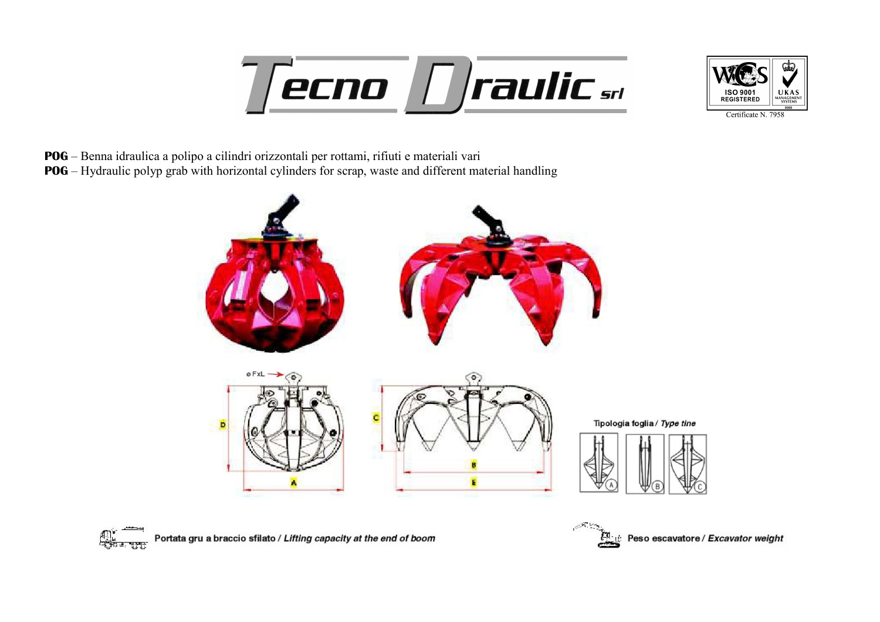**POG** – Benna idraulica a polipo a cilindri orizzontali per rottami, rifiuti e materiali vari

**POG** – Hydraulic polyp grab with horizontal cylinders for scrap, waste and different material handling

Tipologia foglia / *Type tine*

Portata gru a braccio sfilato / *Lifting capacity at the end of boom*

Peso escavatore / *Excavator weight*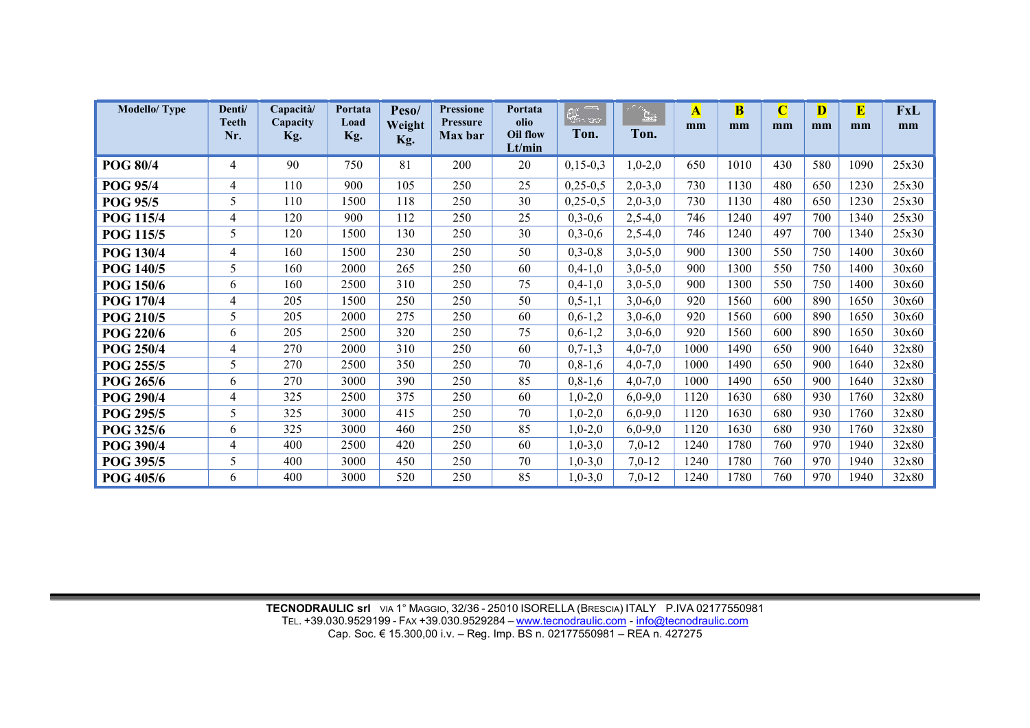| Modello/ Type | Denti/ Teeth Nr. | Capacità/ Capacity Kg. | Portata Load Kg. | Peso/ Weight Kg. | Pressione Pressure Max bar | Portata olio Oil flow Lt/min | Ton. | Ton. | A mm | B mm | C mm | D mm | E mm | FxL mm |
|---|---|---|---|---|---|---|---|---|---|---|---|---|---|---|
| **POG 80/4** | 4 | 90 | 750 | 81 | 200 | 20 | 0,15-0,3 | 1,0-2,0 | 650 | 1010 | 430 | 580 | 1090 | 25x30 |
| **POG 95/4** | 4 | 110 | 900 | 105 | 250 | 25 | 0,25-0,5 | 2,0-3,0 | 730 | 1130 | 480 | 650 | 1230 | 25x30 |
| **POG 95/5** | 5 | 110 | 1500 | 118 | 250 | 30 | 0,25-0,5 | 2,0-3,0 | 730 | 1130 | 480 | 650 | 1230 | 25x30 |
| **POG 115/4** | 4 | 120 | 900 | 112 | 250 | 25 | 0,3-0,6 | 2,5-4,0 | 746 | 1240 | 497 | 700 | 1340 | 25x30 |
| **POG 115/5** | 5 | 120 | 1500 | 130 | 250 | 30 | 0,3-0,6 | 2,5-4,0 | 746 | 1240 | 497 | 700 | 1340 | 25x30 |
| **POG 130/4** | 4 | 160 | 1500 | 230 | 250 | 50 | 0,3-0,8 | 3,0-5,0 | 900 | 1300 | 550 | 750 | 1400 | 30x60 |
| **POG 140/5** | 5 | 160 | 2000 | 265 | 250 | 60 | 0,4-1,0 | 3,0-5,0 | 900 | 1300 | 550 | 750 | 1400 | 30x60 |
| **POG 150/6** | 6 | 160 | 2500 | 310 | 250 | 75 | 0,4-1,0 | 3,0-5,0 | 900 | 1300 | 550 | 750 | 1400 | 30x60 |
| **POG 170/4** | 4 | 205 | 1500 | 250 | 250 | 50 | 0,5-1,1 | 3,0-6,0 | 920 | 1560 | 600 | 890 | 1650 | 30x60 |
| **POG 210/5** | 5 | 205 | 2000 | 275 | 250 | 60 | 0,6-1,2 | 3,0-6,0 | 920 | 1560 | 600 | 890 | 1650 | 30x60 |
| **POG 220/6** | 6 | 205 | 2500 | 320 | 250 | 75 | 0,6-1,2 | 3,0-6,0 | 920 | 1560 | 600 | 890 | 1650 | 30x60 |
| **POG 250/4** | 4 | 270 | 2000 | 310 | 250 | 60 | 0,7-1,3 | 4,0-7,0 | 1000 | 1490 | 650 | 900 | 1640 | 32x80 |
| **POG 255/5** | 5 | 270 | 2500 | 350 | 250 | 70 | 0,8-1,6 | 4,0-7,0 | 1000 | 1490 | 650 | 900 | 1640 | 32x80 |
| **POG 265/6** | 6 | 270 | 3000 | 390 | 250 | 85 | 0,8-1,6 | 4,0-7,0 | 1000 | 1490 | 650 | 900 | 1640 | 32x80 |
| **POG 290/4** | 4 | 325 | 2500 | 375 | 250 | 60 | 1,0-2,0 | 6,0-9,0 | 1120 | 1630 | 680 | 930 | 1760 | 32x80 |
| **POG 295/5** | 5 | 325 | 3000 | 415 | 250 | 70 | 1,0-2,0 | 6,0-9,0 | 1120 | 1630 | 680 | 930 | 1760 | 32x80 |
| **POG 325/6** | 6 | 325 | 3000 | 460 | 250 | 85 | 1,0-2,0 | 6,0-9,0 | 1120 | 1630 | 680 | 930 | 1760 | 32x80 |
| **POG 390/4** | 4 | 400 | 2500 | 420 | 250 | 60 | 1,0-3,0 | 7,0-12 | 1240 | 1780 | 760 | 970 | 1940 | 32x80 |
| **POG 395/5** | 5 | 400 | 3000 | 450 | 250 | 70 | 1,0-3,0 | 7,0-12 | 1240 | 1780 | 760 | 970 | 1940 | 32x80 |
| **POG 405/6** | 6 | 400 | 3000 | 520 | 250 | 85 | 1,0-3,0 | 7,0-12 | 1240 | 1780 | 760 | 970 | 1940 | 32x80 |